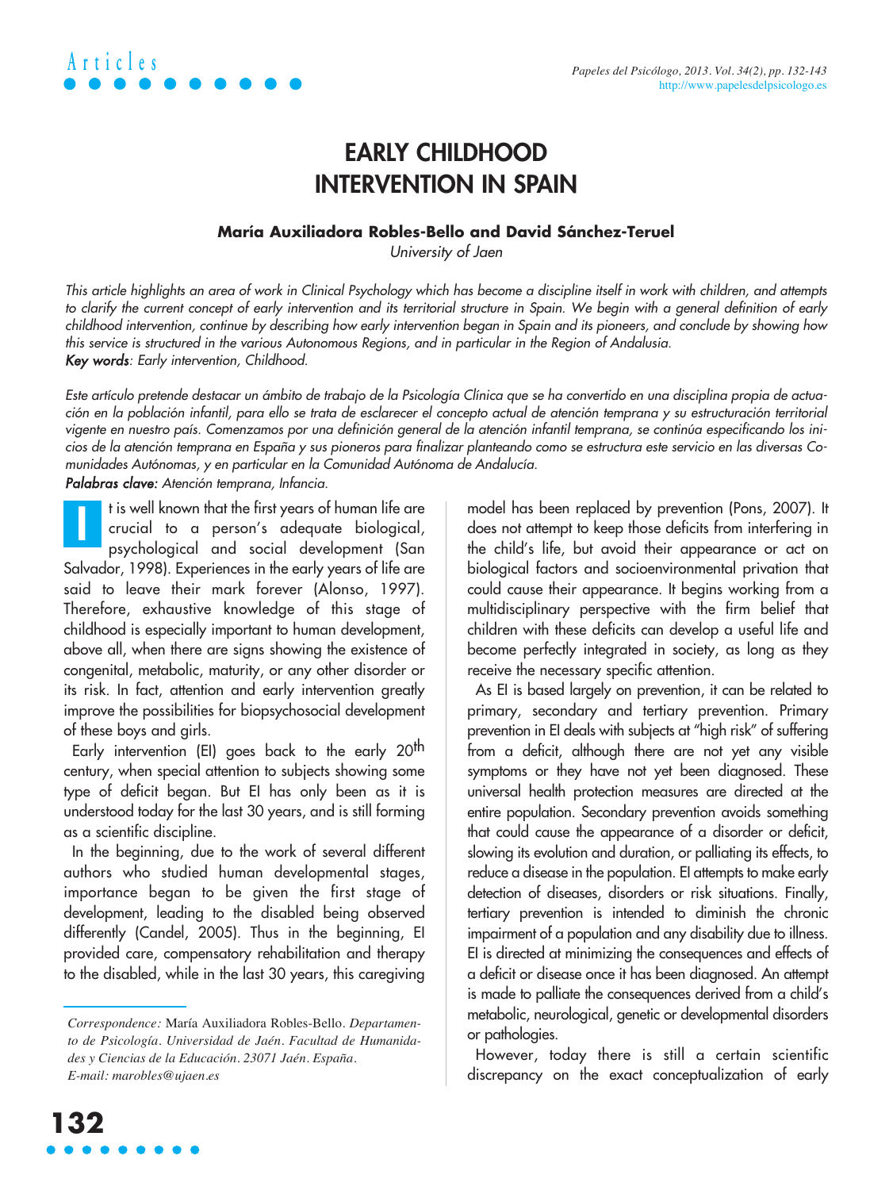# EARLY CHILDHOOD INTERVENTION IN SPAIN

**María Auxiliadora Robles-Bello and David Sánchez-Teruel**

*University of Jaen*

*This article highlights an area of work in Clinical Psychology which has become a discipline itself in work with children, and attempts to clarify the current concept of early intervention and its territorial structure in Spain. We begin with a general definition of early childhood intervention, continue by describing how early intervention began in Spain and its pioneers, and conclude by showing how this service is structured in the various Autonomous Regions, and in particular in the Region of Andalusia.*

***Key words**: Early intervention, Childhood.*

*Este artículo pretende destacar un ámbito de trabajo de la Psicología Clínica que se ha convertido en una disciplina propia de actuación en la población infantil, para ello se trata de esclarecer el concepto actual de atención temprana y su estructuración territorial vigente en nuestro país. Comenzamos por una definición general de la atención infantil temprana, se continúa especificando los inicios de la atención temprana en España y sus pioneros para finalizar planteando como se estructura este servicio en las diversas Comunidades Autónomas, y en particular en la Comunidad Autónoma de Andalucía.*

***Palabras clave:** Atención temprana, Infancia.*

It is well known that the first years of human life are crucial to a person's adequate biological, psychological and social development (San Salvador, 1998). Experiences in the early years of life are said to leave their mark forever (Alonso, 1997). Therefore, exhaustive knowledge of this stage of childhood is especially important to human development, above all, when there are signs showing the existence of congenital, metabolic, maturity, or any other disorder or its risk. In fact, attention and early intervention greatly improve the possibilities for biopsychosocial development of these boys and girls.

Early intervention (EI) goes back to the early 20th century, when special attention to subjects showing some type of deficit began. But EI has only been as it is understood today for the last 30 years, and is still forming as a scientific discipline.

In the beginning, due to the work of several different authors who studied human developmental stages, importance began to be given the first stage of development, leading to the disabled being observed differently (Candel, 2005). Thus in the beginning, EI provided care, compensatory rehabilitation and therapy to the disabled, while in the last 30 years, this caregiving model has been replaced by prevention (Pons, 2007). It does not attempt to keep those deficits from interfering in the child's life, but avoid their appearance or act on biological factors and socioenvironmental privation that could cause their appearance. It begins working from a multidisciplinary perspective with the firm belief that children with these deficits can develop a useful life and become perfectly integrated in society, as long as they receive the necessary specific attention.

As EI is based largely on prevention, it can be related to primary, secondary and tertiary prevention. Primary prevention in EI deals with subjects at "high risk" of suffering from a deficit, although there are not yet any visible symptoms or they have not yet been diagnosed. These universal health protection measures are directed at the entire population. Secondary prevention avoids something that could cause the appearance of a disorder or deficit, slowing its evolution and duration, or palliating its effects, to reduce a disease in the population. EI attempts to make early detection of diseases, disorders or risk situations. Finally, tertiary prevention is intended to diminish the chronic impairment of a population and any disability due to illness. EI is directed at minimizing the consequences and effects of a deficit or disease once it has been diagnosed. An attempt is made to palliate the consequences derived from a child's metabolic, neurological, genetic or developmental disorders or pathologies.

However, today there is still a certain scientific discrepancy on the exact conceptualization of early

*Correspondence:* María Auxiliadora Robles-Bello. *Departamento de Psicología. Universidad de Jaén. Facultad de Humanidades y Ciencias de la Educación. 23071 Jaén. España. E-mail: marobles@ujaen.es*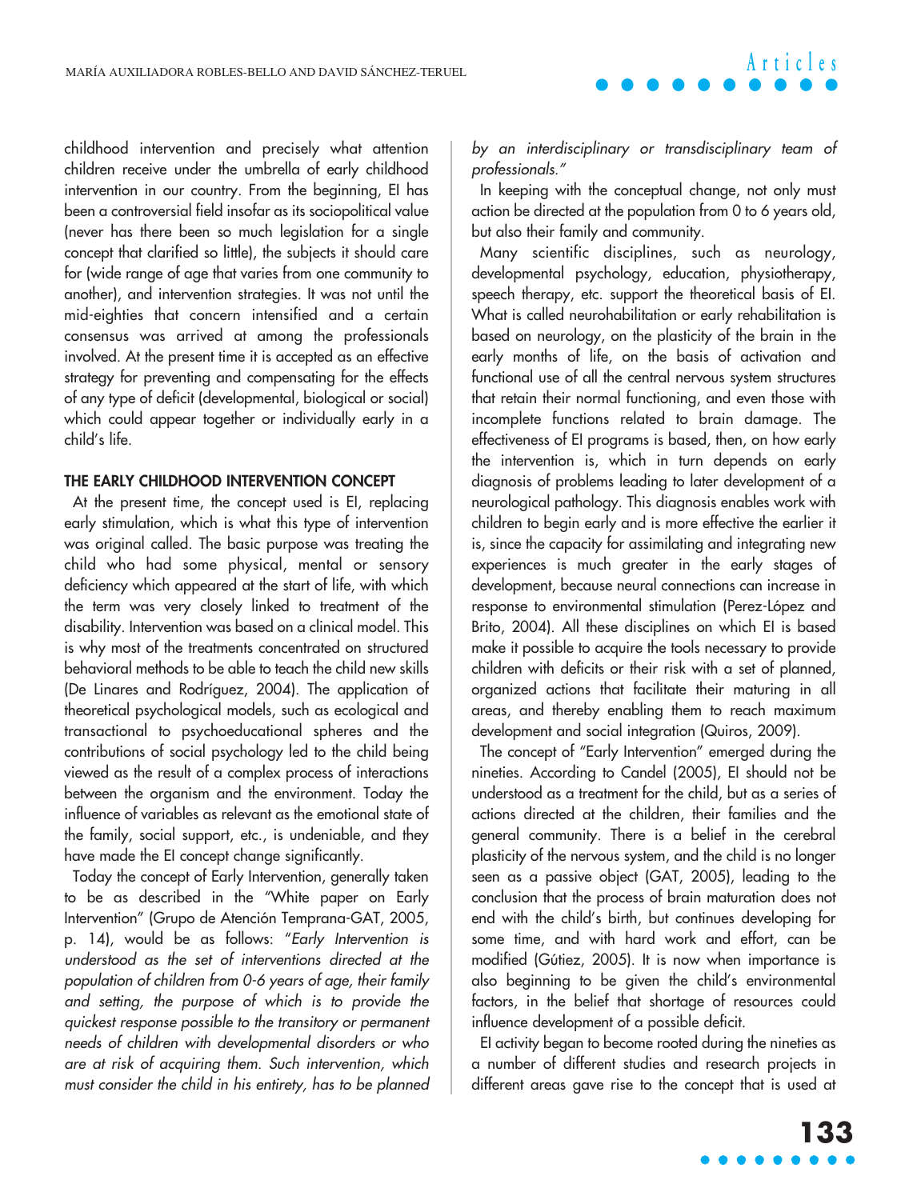childhood intervention and precisely what attention children receive under the umbrella of early childhood intervention in our country. From the beginning, EI has been a controversial field insofar as its sociopolitical value (never has there been so much legislation for a single concept that clarified so little), the subjects it should care for (wide range of age that varies from one community to another), and intervention strategies. It was not until the mid-eighties that concern intensified and a certain consensus was arrived at among the professionals involved. At the present time it is accepted as an effective strategy for preventing and compensating for the effects of any type of deficit (developmental, biological or social) which could appear together or individually early in a child's life.

## THE EARLY CHILDHOOD INTERVENTION CONCEPT

At the present time, the concept used is EI, replacing early stimulation, which is what this type of intervention was original called. The basic purpose was treating the child who had some physical, mental or sensory deficiency which appeared at the start of life, with which the term was very closely linked to treatment of the disability. Intervention was based on a clinical model. This is why most of the treatments concentrated on structured behavioral methods to be able to teach the child new skills (De Linares and Rodríguez, 2004). The application of theoretical psychological models, such as ecological and transactional to psychoeducational spheres and the contributions of social psychology led to the child being viewed as the result of a complex process of interactions between the organism and the environment. Today the influence of variables as relevant as the emotional state of the family, social support, etc., is undeniable, and they have made the EI concept change significantly.

Today the concept of Early Intervention, generally taken to be as described in the "White paper on Early Intervention" (Grupo de Atención Temprana-GAT, 2005, p. 14), would be as follows: "*Early Intervention is understood as the set of interventions directed at the population of children from 0-6 years of age, their family and setting, the purpose of which is to provide the quickest response possible to the transitory or permanent needs of children with developmental disorders or who are at risk of acquiring them. Such intervention, which must consider the child in his entirety, has to be planned by an interdisciplinary or transdisciplinary team of professionals.*"

In keeping with the conceptual change, not only must action be directed at the population from 0 to 6 years old, but also their family and community.

Many scientific disciplines, such as neurology, developmental psychology, education, physiotherapy, speech therapy, etc. support the theoretical basis of EI. What is called neurohabilitation or early rehabilitation is based on neurology, on the plasticity of the brain in the early months of life, on the basis of activation and functional use of all the central nervous system structures that retain their normal functioning, and even those with incomplete functions related to brain damage. The effectiveness of EI programs is based, then, on how early the intervention is, which in turn depends on early diagnosis of problems leading to later development of a neurological pathology. This diagnosis enables work with children to begin early and is more effective the earlier it is, since the capacity for assimilating and integrating new experiences is much greater in the early stages of development, because neural connections can increase in response to environmental stimulation (Perez-López and Brito, 2004). All these disciplines on which EI is based make it possible to acquire the tools necessary to provide children with deficits or their risk with a set of planned, organized actions that facilitate their maturing in all areas, and thereby enabling them to reach maximum development and social integration (Quiros, 2009).

The concept of "Early Intervention" emerged during the nineties. According to Candel (2005), EI should not be understood as a treatment for the child, but as a series of actions directed at the children, their families and the general community. There is a belief in the cerebral plasticity of the nervous system, and the child is no longer seen as a passive object (GAT, 2005), leading to the conclusion that the process of brain maturation does not end with the child's birth, but continues developing for some time, and with hard work and effort, can be modified (Gútiez, 2005). It is now when importance is also beginning to be given the child's environmental factors, in the belief that shortage of resources could influence development of a possible deficit.

EI activity began to become rooted during the nineties as a number of different studies and research projects in different areas gave rise to the concept that is used at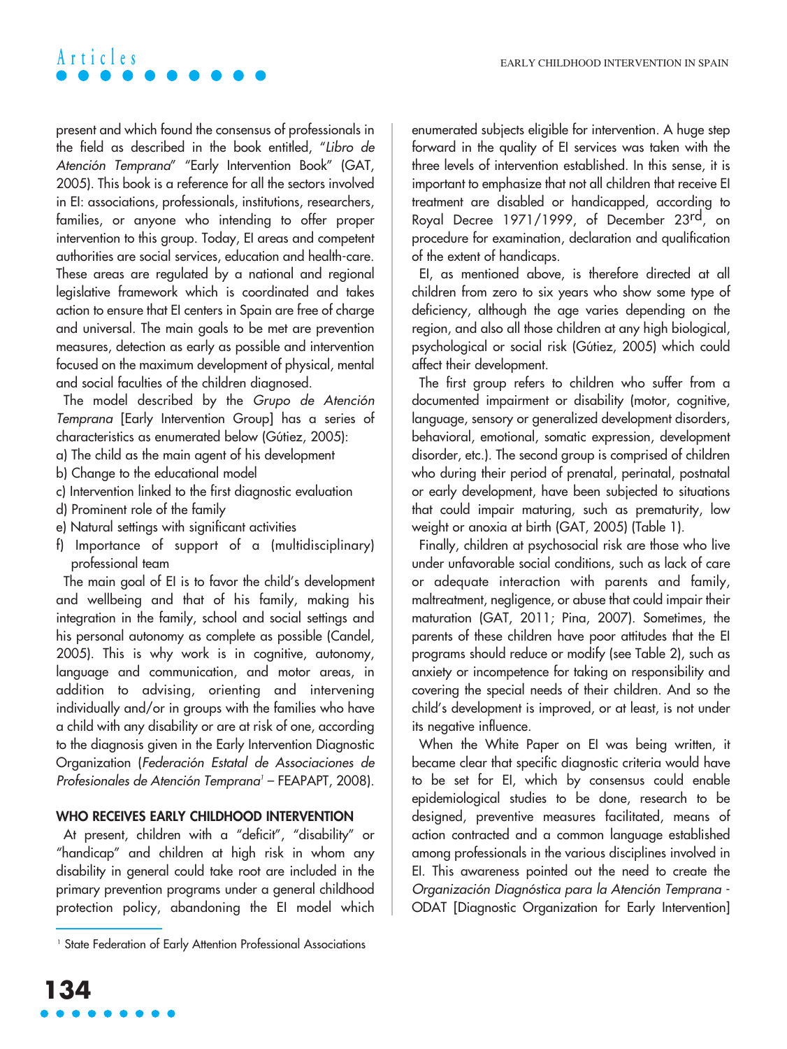present and which found the consensus of professionals in the field as described in the book entitled, "*Libro de Atención Temprana*" "Early Intervention Book" (GAT, 2005). This book is a reference for all the sectors involved in EI: associations, professionals, institutions, researchers, families, or anyone who intending to offer proper intervention to this group. Today, EI areas and competent authorities are social services, education and health-care. These areas are regulated by a national and regional legislative framework which is coordinated and takes action to ensure that EI centers in Spain are free of charge and universal. The main goals to be met are prevention measures, detection as early as possible and intervention focused on the maximum development of physical, mental and social faculties of the children diagnosed.

The model described by the *Grupo de Atención Temprana* [Early Intervention Group] has a series of characteristics as enumerated below (Gútiez, 2005):

a) The child as the main agent of his development
b) Change to the educational model
c) Intervention linked to the first diagnostic evaluation
d) Prominent role of the family
e) Natural settings with significant activities
f) Importance of support of a (multidisciplinary) professional team

The main goal of EI is to favor the child's development and wellbeing and that of his family, making his integration in the family, school and social settings and his personal autonomy as complete as possible (Candel, 2005). This is why work is in cognitive, autonomy, language and communication, and motor areas, in addition to advising, orienting and intervening individually and/or in groups with the families who have a child with any disability or are at risk of one, according to the diagnosis given in the Early Intervention Diagnostic Organization (*Federación Estatal de Associaciones de Profesionales de Atención Temprana*[1] – FEAPAPT, 2008).

## WHO RECEIVES EARLY CHILDHOOD INTERVENTION

At present, children with a "deficit", "disability" or "handicap" and children at high risk in whom any disability in general could take root are included in the primary prevention programs under a general childhood protection policy, abandoning the EI model which enumerated subjects eligible for intervention. A huge step forward in the quality of EI services was taken with the three levels of intervention established. In this sense, it is important to emphasize that not all children that receive EI treatment are disabled or handicapped, according to Royal Decree 1971/1999, of December 23rd, on procedure for examination, declaration and qualification of the extent of handicaps.

EI, as mentioned above, is therefore directed at all children from zero to six years who show some type of deficiency, although the age varies depending on the region, and also all those children at any high biological, psychological or social risk (Gútiez, 2005) which could affect their development.

The first group refers to children who suffer from a documented impairment or disability (motor, cognitive, language, sensory or generalized development disorders, behavioral, emotional, somatic expression, development disorder, etc.). The second group is comprised of children who during their period of prenatal, perinatal, postnatal or early development, have been subjected to situations that could impair maturing, such as prematurity, low weight or anoxia at birth (GAT, 2005) (Table 1).

Finally, children at psychosocial risk are those who live under unfavorable social conditions, such as lack of care or adequate interaction with parents and family, maltreatment, negligence, or abuse that could impair their maturation (GAT, 2011; Pina, 2007). Sometimes, the parents of these children have poor attitudes that the EI programs should reduce or modify (see Table 2), such as anxiety or incompetence for taking on responsibility and covering the special needs of their children. And so the child's development is improved, or at least, is not under its negative influence.

When the White Paper on EI was being written, it became clear that specific diagnostic criteria would have to be set for EI, which by consensus could enable epidemiological studies to be done, research to be designed, preventive measures facilitated, means of action contracted and a common language established among professionals in the various disciplines involved in EI. This awareness pointed out the need to create the *Organización Diagnóstica para la Atención Temprana* - ODAT [Diagnostic Organization for Early Intervention]

---

[1] State Federation of Early Attention Professional Associations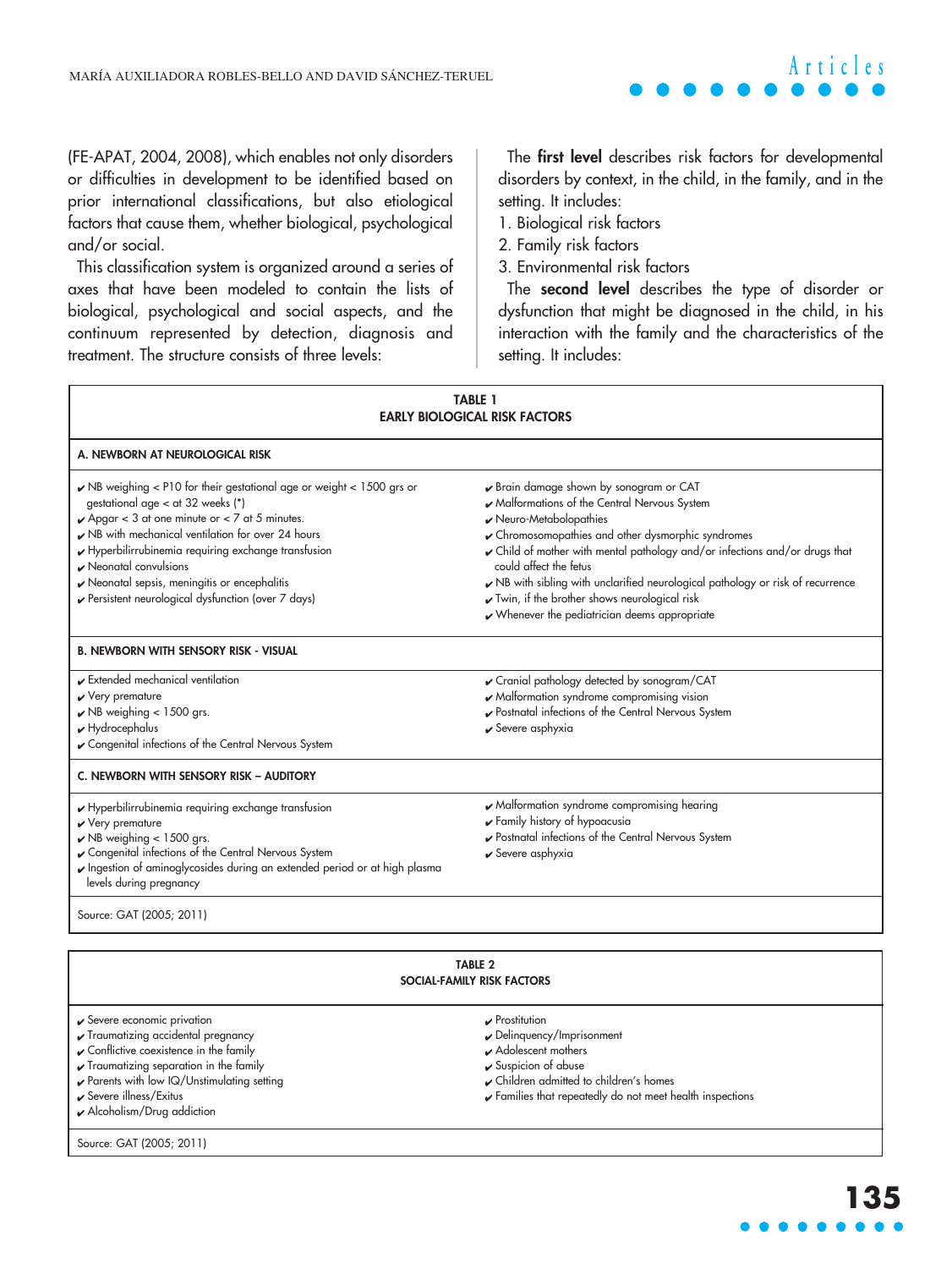(FE-APAT, 2004, 2008), which enables not only disorders or difficulties in development to be identified based on prior international classifications, but also etiological factors that cause them, whether biological, psychological and/or social.

This classification system is organized around a series of axes that have been modeled to contain the lists of biological, psychological and social aspects, and the continuum represented by detection, diagnosis and treatment. The structure consists of three levels:

The **first level** describes risk factors for developmental disorders by context, in the child, in the family, and in the setting. It includes:

1. Biological risk factors
2. Family risk factors
3. Environmental risk factors

The **second level** describes the type of disorder or dysfunction that might be diagnosed in the child, in his interaction with the family and the characteristics of the setting. It includes:

**TABLE 1**
**EARLY BIOLOGICAL RISK FACTORS**

**A. NEWBORN AT NEUROLOGICAL RISK**

- ✔ NB weighing < P10 for their gestational age or weight < 1500 grs or gestational age < at 32 weeks (*)
- ✔ Apgar < 3 at one minute or < 7 at 5 minutes.
- ✔ NB with mechanical ventilation for over 24 hours
- ✔ Hyperbilirrubinemia requiring exchange transfusion
- ✔ Neonatal convulsions
- ✔ Neonatal sepsis, meningitis or encephalitis
- ✔ Persistent neurological dysfunction (over 7 days)
- ✔ Brain damage shown by sonogram or CAT
- ✔ Malformations of the Central Nervous System
- ✔ Neuro-Metabolopathies
- ✔ Chromosomopathies and other dysmorphic syndromes
- ✔ Child of mother with mental pathology and/or infections and/or drugs that could affect the fetus
- ✔ NB with sibling with unclarified neurological pathology or risk of recurrence
- ✔ Twin, if the brother shows neurological risk
- ✔ Whenever the pediatrician deems appropriate

**B. NEWBORN WITH SENSORY RISK - VISUAL**

- ✔ Extended mechanical ventilation
- ✔ Very premature
- ✔ NB weighing < 1500 grs.
- ✔ Hydrocephalus
- ✔ Congenital infections of the Central Nervous System
- ✔ Cranial pathology detected by sonogram/CAT
- ✔ Malformation syndrome compromising vision
- ✔ Postnatal infections of the Central Nervous System
- ✔ Severe asphyxia

**C. NEWBORN WITH SENSORY RISK – AUDITORY**

- ✔ Hyperbilirrubinemia requiring exchange transfusion
- ✔ Very premature
- ✔ NB weighing < 1500 grs.
- ✔ Congenital infections of the Central Nervous System
- ✔ Ingestion of aminoglycosides during an extended period or at high plasma levels during pregnancy
- ✔ Malformation syndrome compromising hearing
- ✔ Family history of hypoacusia
- ✔ Postnatal infections of the Central Nervous System
- ✔ Severe asphyxia

Source: GAT (2005; 2011)

**TABLE 2**
**SOCIAL-FAMILY RISK FACTORS**

- ✔ Severe economic privation
- ✔ Traumatizing accidental pregnancy
- ✔ Conflictive coexistence in the family
- ✔ Traumatizing separation in the family
- ✔ Parents with low IQ/Unstimulating setting
- ✔ Severe illness/Exitus
- ✔ Alcoholism/Drug addiction
- ✔ Prostitution
- ✔ Delinquency/Imprisonment
- ✔ Adolescent mothers
- ✔ Suspicion of abuse
- ✔ Children admitted to children's homes
- ✔ Families that repeatedly do not meet health inspections

Source: GAT (2005; 2011)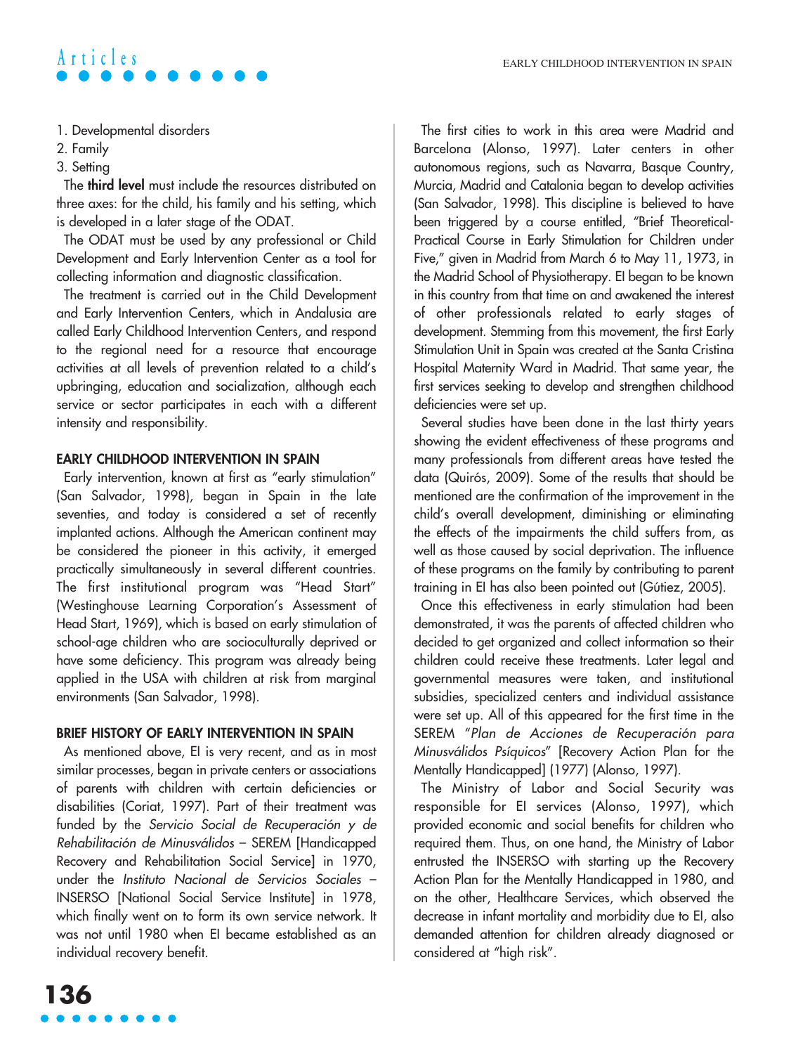1. Developmental disorders
2. Family
3. Setting

The **third level** must include the resources distributed on three axes: for the child, his family and his setting, which is developed in a later stage of the ODAT.

The ODAT must be used by any professional or Child Development and Early Intervention Center as a tool for collecting information and diagnostic classification.

The treatment is carried out in the Child Development and Early Intervention Centers, which in Andalusia are called Early Childhood Intervention Centers, and respond to the regional need for a resource that encourage activities at all levels of prevention related to a child's upbringing, education and socialization, although each service or sector participates in each with a different intensity and responsibility.

## EARLY CHILDHOOD INTERVENTION IN SPAIN

Early intervention, known at first as "early stimulation" (San Salvador, 1998), began in Spain in the late seventies, and today is considered a set of recently implanted actions. Although the American continent may be considered the pioneer in this activity, it emerged practically simultaneously in several different countries. The first institutional program was "Head Start" (Westinghouse Learning Corporation's Assessment of Head Start, 1969), which is based on early stimulation of school-age children who are socioculturally deprived or have some deficiency. This program was already being applied in the USA with children at risk from marginal environments (San Salvador, 1998).

## BRIEF HISTORY OF EARLY INTERVENTION IN SPAIN

As mentioned above, EI is very recent, and as in most similar processes, began in private centers or associations of parents with children with certain deficiencies or disabilities (Coriat, 1997). Part of their treatment was funded by the *Servicio Social de Recuperación y de Rehabilitación de Minusválidos* – SEREM [Handicapped Recovery and Rehabilitation Social Service] in 1970, under the *Instituto Nacional de Servicios Sociales* – INSERSO [National Social Service Institute] in 1978, which finally went on to form its own service network. It was not until 1980 when EI became established as an individual recovery benefit.

The first cities to work in this area were Madrid and Barcelona (Alonso, 1997). Later centers in other autonomous regions, such as Navarra, Basque Country, Murcia, Madrid and Catalonia began to develop activities (San Salvador, 1998). This discipline is believed to have been triggered by a course entitled, "Brief Theoretical-Practical Course in Early Stimulation for Children under Five," given in Madrid from March 6 to May 11, 1973, in the Madrid School of Physiotherapy. EI began to be known in this country from that time on and awakened the interest of other professionals related to early stages of development. Stemming from this movement, the first Early Stimulation Unit in Spain was created at the Santa Cristina Hospital Maternity Ward in Madrid. That same year, the first services seeking to develop and strengthen childhood deficiencies were set up.

Several studies have been done in the last thirty years showing the evident effectiveness of these programs and many professionals from different areas have tested the data (Quirós, 2009). Some of the results that should be mentioned are the confirmation of the improvement in the child's overall development, diminishing or eliminating the effects of the impairments the child suffers from, as well as those caused by social deprivation. The influence of these programs on the family by contributing to parent training in EI has also been pointed out (Gútiez, 2005).

Once this effectiveness in early stimulation had been demonstrated, it was the parents of affected children who decided to get organized and collect information so their children could receive these treatments. Later legal and governmental measures were taken, and institutional subsidies, specialized centers and individual assistance were set up. All of this appeared for the first time in the SEREM "*Plan de Acciones de Recuperación para Minusválidos Psíquicos*" [Recovery Action Plan for the Mentally Handicapped] (1977) (Alonso, 1997).

The Ministry of Labor and Social Security was responsible for EI services (Alonso, 1997), which provided economic and social benefits for children who required them. Thus, on one hand, the Ministry of Labor entrusted the INSERSO with starting up the Recovery Action Plan for the Mentally Handicapped in 1980, and on the other, Healthcare Services, which observed the decrease in infant mortality and morbidity due to EI, also demanded attention for children already diagnosed or considered at "high risk".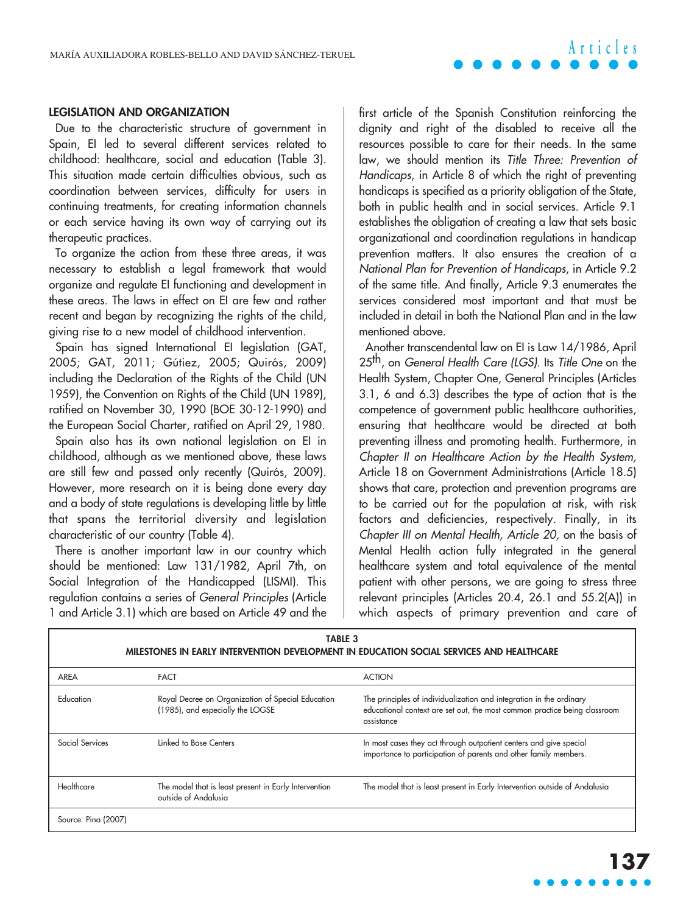## LEGISLATION AND ORGANIZATION

Due to the characteristic structure of government in Spain, EI led to several different services related to childhood: healthcare, social and education (Table 3). This situation made certain difficulties obvious, such as coordination between services, difficulty for users in continuing treatments, for creating information channels or each service having its own way of carrying out its therapeutic practices.

To organize the action from these three areas, it was necessary to establish a legal framework that would organize and regulate EI functioning and development in these areas. The laws in effect on EI are few and rather recent and began by recognizing the rights of the child, giving rise to a new model of childhood intervention.

Spain has signed International EI legislation (GAT, 2005; GAT, 2011; Gútiez, 2005; Quirós, 2009) including the Declaration of the Rights of the Child (UN 1959), the Convention on Rights of the Child (UN 1989), ratified on November 30, 1990 (BOE 30-12-1990) and the European Social Charter, ratified on April 29, 1980.

Spain also has its own national legislation on EI in childhood, although as we mentioned above, these laws are still few and passed only recently (Quirós, 2009). However, more research on it is being done every day and a body of state regulations is developing little by little that spans the territorial diversity and legislation characteristic of our country (Table 4).

There is another important law in our country which should be mentioned: Law 131/1982, April 7th, on Social Integration of the Handicapped (LISMI). This regulation contains a series of *General Principles* (Article 1 and Article 3.1) which are based on Article 49 and the first article of the Spanish Constitution reinforcing the dignity and right of the disabled to receive all the resources possible to care for their needs. In the same law, we should mention its *Title Three: Prevention of Handicaps*, in Article 8 of which the right of preventing handicaps is specified as a priority obligation of the State, both in public health and in social services. Article 9.1 establishes the obligation of creating a law that sets basic organizational and coordination regulations in handicap prevention matters. It also ensures the creation of a *National Plan for Prevention of Handicaps*, in Article 9.2 of the same title. And finally, Article 9.3 enumerates the services considered most important and that must be included in detail in both the National Plan and in the law mentioned above.

Another transcendental law on EI is Law 14/1986, April 25th, on *General Health Care (LGS)*. Its *Title One* on the Health System, Chapter One, General Principles (Articles 3.1, 6 and 6.3) describes the type of action that is the competence of government public healthcare authorities, ensuring that healthcare would be directed at both preventing illness and promoting health. Furthermore, in *Chapter II on Healthcare Action by the Health System*, Article 18 on Government Administrations (Article 18.5) shows that care, protection and prevention programs are to be carried out for the population at risk, with risk factors and deficiencies, respectively. Finally, in its *Chapter III on Mental Health, Article 20,* on the basis of Mental Health action fully integrated in the general healthcare system and total equivalence of the mental patient with other persons, we are going to stress three relevant principles (Articles 20.4, 26.1 and 55.2(A)) in which aspects of primary prevention and care of

**TABLE 3**
**MILESTONES IN EARLY INTERVENTION DEVELOPMENT IN EDUCATION SOCIAL SERVICES AND HEALTHCARE**

| AREA | FACT | ACTION |
|---|---|---|
| Education | Royal Decree on Organization of Special Education (1985), and especially the LOGSE | The principles of individualization and integration in the ordinary educational context are set out, the most common practice being classroom assistance |
| Social Services | Linked to Base Centers | In most cases they act through outpatient centers and give special importance to participation of parents and other family members. |
| Healthcare | The model that is least present in Early Intervention outside of Andalusia | The model that is least present in Early Intervention outside of Andalusia |

Source: Pina (2007)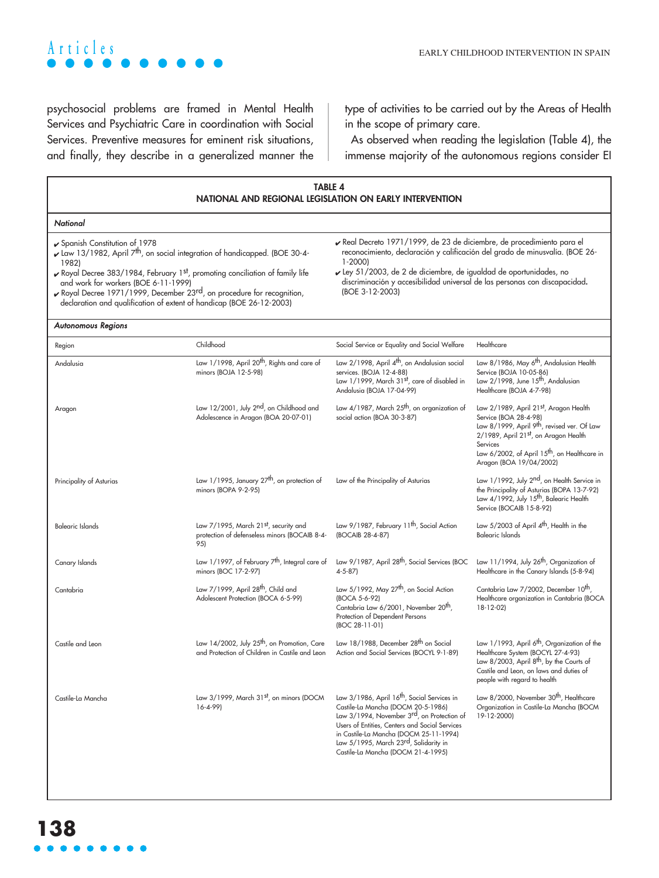psychosocial problems are framed in Mental Health Services and Psychiatric Care in coordination with Social Services. Preventive measures for eminent risk situations, and finally, they describe in a generalized manner the type of activities to be carried out by the Areas of Health in the scope of primary care.

As observed when reading the legislation (Table 4), the immense majority of the autonomous regions consider EI

**TABLE 4**
**NATIONAL AND REGIONAL LEGISLATION ON EARLY INTERVENTION**

***National***

- ✔ Spanish Constitution of 1978
- ✔ Law 13/1982, April 7th, on social integration of handicapped. (BOE 30-4-1982)
- ✔ Royal Decree 383/1984, February 1st, promoting conciliation of family life and work for workers (BOE 6-11-1999)
- ✔ Royal Decree 1971/1999, December 23rd, on procedure for recognition, declaration and qualification of extent of handicap (BOE 26-12-2003)
- ✔ Real Decreto 1971/1999, de 23 de diciembre, de procedimiento para el reconocimiento, declaración y calificación del grado de minusvalía. (BOE 26-1-2000)
- ✔ Ley 51/2003, de 2 de diciembre, de igualdad de oportunidades, no discriminación y accesibilidad universal de las personas con discapacidad. (BOE 3-12-2003)

***Autonomous Regions***

| Region | Childhood | Social Service or Equality and Social Welfare | Healthcare |
|---|---|---|---|
| Andalusia | Law 1/1998, April 20th, Rights and care of minors (BOJA 12-5-98) | Law 2/1998, April 4th, on Andalusian social services. (BOJA 12-4-88) Law 1/1999, March 31st, care of disabled in Andalusia (BOJA 17-04-99) | Law 8/1986, May 6th, Andalusian Health Service (BOJA 10-05-86) Law 2/1998, June 15th, Andalusian Healthcare (BOJA 4-7-98) |
| Aragon | Law 12/2001, July 2nd, on Childhood and Adolescence in Aragon (BOA 20-07-01) | Law 4/1987, March 25th, on organization of social action (BOA 30-3-87) | Law 2/1989, April 21st, Aragon Health Service (BOA 28-4-98) Law 8/1999, April 9th, revised ver. Of Law 2/1989, April 21st, on Aragon Health Services Law 6/2002, of April 15th, on Healthcare in Aragon (BOA 19/04/2002) |
| Principality of Asturias | Law 1/1995, January 27th, on protection of minors (BOPA 9-2-95) | Law of the Principality of Asturias | Law 1/1992, July 2nd, on Health Service in the Principality of Asturias (BOPA 13-7-92) Law 4/1992, July 15th, Balearic Health Service (BOCAIB 15-8-92) |
| Balearic Islands | Law 7/1995, March 21st, security and protection of defenseless minors (BOCAIB 8-4-95) | Law 9/1987, February 11th, Social Action (BOCAIB 28-4-87) | Law 5/2003 of April 4th, Health in the Balearic Islands |
| Canary Islands | Law 1/1997, of February 7th, Integral care of minors (BOC 17-2-97) | Law 9/1987, April 28th, Social Services (BOC 4-5-87) | Law 11/1994, July 26th, Organization of Healthcare in the Canary Islands (5-8-94) |
| Cantabria | Law 7/1999, April 28th, Child and Adolescent Protection (BOCA 6-5-99) | Law 5/1992, May 27th, on Social Action (BOCA 5-6-92) Cantabria Law 6/2001, November 20th, Protection of Dependent Persons (BOC 28-11-01) | Cantabria Law 7/2002, December 10th, Healthcare organization in Cantabria (BOCA 18-12-02) |
| Castile and Leon | Law 14/2002, July 25th, on Promotion, Care and Protection of Children in Castile and Leon | Law 18/1988, December 28th on Social Action and Social Services (BOCYL 9-1-89) | Law 1/1993, April 6th, Organization of the Healthcare System (BOCYL 27-4-93) Law 8/2003, April 8th, by the Courts of Castile and Leon, on laws and duties of people with regard to health |
| Castile-La Mancha | Law 3/1999, March 31st, on minors (DOCM 16-4-99) | Law 3/1986, April 16th, Social Services in Castile-La Mancha (DOCM 20-5-1986) Law 3/1994, November 3rd, on Protection of Users of Entities, Centers and Social Services in Castile-La Mancha (DOCM 25-11-1994) Law 5/1995, March 23rd, Solidarity in Castile-La Mancha (DOCM 21-4-1995) | Law 8/2000, November 30th, Healthcare Organization in Castile-La Mancha (BOCM 19-12-2000) |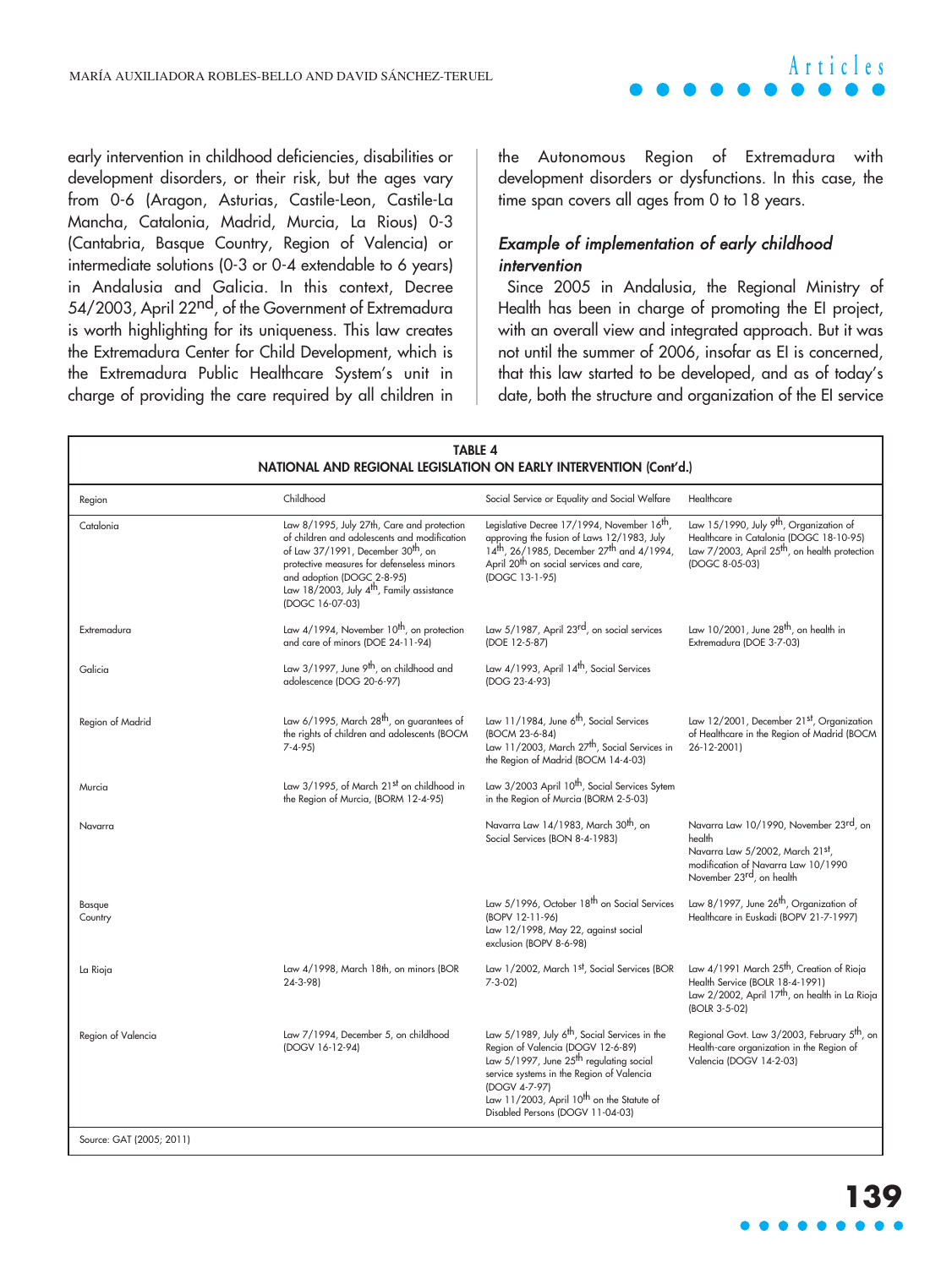early intervention in childhood deficiencies, disabilities or development disorders, or their risk, but the ages vary from 0-6 (Aragon, Asturias, Castile-Leon, Castile-La Mancha, Catalonia, Madrid, Murcia, La Rious) 0-3 (Cantabria, Basque Country, Region of Valencia) or intermediate solutions (0-3 or 0-4 extendable to 6 years) in Andalusia and Galicia. In this context, Decree 54/2003, April 22nd, of the Government of Extremadura is worth highlighting for its uniqueness. This law creates the Extremadura Center for Child Development, which is the Extremadura Public Healthcare System's unit in charge of providing the care required by all children in the Autonomous Region of Extremadura with development disorders or dysfunctions. In this case, the time span covers all ages from 0 to 18 years.

### *Example of implementation of early childhood intervention*

Since 2005 in Andalusia, the Regional Ministry of Health has been in charge of promoting the EI project, with an overall view and integrated approach. But it was not until the summer of 2006, insofar as EI is concerned, that this law started to be developed, and as of today's date, both the structure and organization of the EI service

**TABLE 4**
**NATIONAL AND REGIONAL LEGISLATION ON EARLY INTERVENTION (Cont'd.)**

| Region | Childhood | Social Service or Equality and Social Welfare | Healthcare |
|---|---|---|---|
| Catalonia | Law 8/1995, July 27th, Care and protection of children and adolescents and modification of Law 37/1991, December 30th, on protective measures for defenseless minors and adoption (DOGC 2-8-95)<br>Law 18/2003, July 4th, Family assistance (DOGC 16-07-03) | Legislative Decree 17/1994, November 16th, approving the fusion of Laws 12/1983, July 14th, 26/1985, December 27th and 4/1994, April 20th on social services and care, (DOGC 13-1-95) | Law 15/1990, July 9th, Organization of Healthcare in Catalonia (DOGC 18-10-95)<br>Law 7/2003, April 25th, on health protection (DOGC 8-05-03) |
| Extremadura | Law 4/1994, November 10th, on protection and care of minors (DOE 24-11-94) | Law 5/1987, April 23rd, on social services (DOE 12-5-87) | Law 10/2001, June 28th, on health in Extremadura (DOE 3-7-03) |
| Galicia | Law 3/1997, June 9th, on childhood and adolescence (DOG 20-6-97) | Law 4/1993, April 14th, Social Services (DOG 23-4-93) | |
| Region of Madrid | Law 6/1995, March 28th, on guarantees of the rights of children and adolescents (BOCM 7-4-95) | Law 11/1984, June 6th, Social Services (BOCM 23-6-84)<br>Law 11/2003, March 27th, Social Services in the Region of Madrid (BOCM 14-4-03) | Law 12/2001, December 21st, Organization of Healthcare in the Region of Madrid (BOCM 26-12-2001) |
| Murcia | Law 3/1995, of March 21st on childhood in the Region of Murcia, (BORM 12-4-95) | Law 3/2003 April 10th, Social Services Sytem in the Region of Murcia (BORM 2-5-03) | |
| Navarra | | Navarra Law 14/1983, March 30th, on Social Services (BON 8-4-1983) | Navarra Law 10/1990, November 23rd, on health<br>Navarra Law 5/2002, March 21st, modification of Navarra Law 10/1990 November 23rd, on health |
| Basque Country | | Law 5/1996, October 18th on Social Services (BOPV 12-11-96)<br>Law 12/1998, May 22, against social exclusion (BOPV 8-6-98) | Law 8/1997, June 26th, Organization of Healthcare in Euskadi (BOPV 21-7-1997) |
| La Rioja | Law 4/1998, March 18th, on minors (BOR 24-3-98) | Law 1/2002, March 1st, Social Services (BOR 7-3-02) | Law 4/1991 March 25th, Creation of Rioja Health Service (BOLR 18-4-1991)<br>Law 2/2002, April 17th, on health in La Rioja (BOLR 3-5-02) |
| Region of Valencia | Law 7/1994, December 5, on childhood (DOGV 16-12-94) | Law 5/1989, July 6th, Social Services in the Region of Valencia (DOGV 12-6-89)<br>Law 5/1997, June 25th regulating social service systems in the Region of Valencia (DOGV 4-7-97)<br>Law 11/2003, April 10th on the Statute of Disabled Persons (DOGV 11-04-03) | Regional Govt. Law 3/2003, February 5th, on Health-care organization in the Region of Valencia (DOGV 14-2-03) |

Source: GAT (2005; 2011)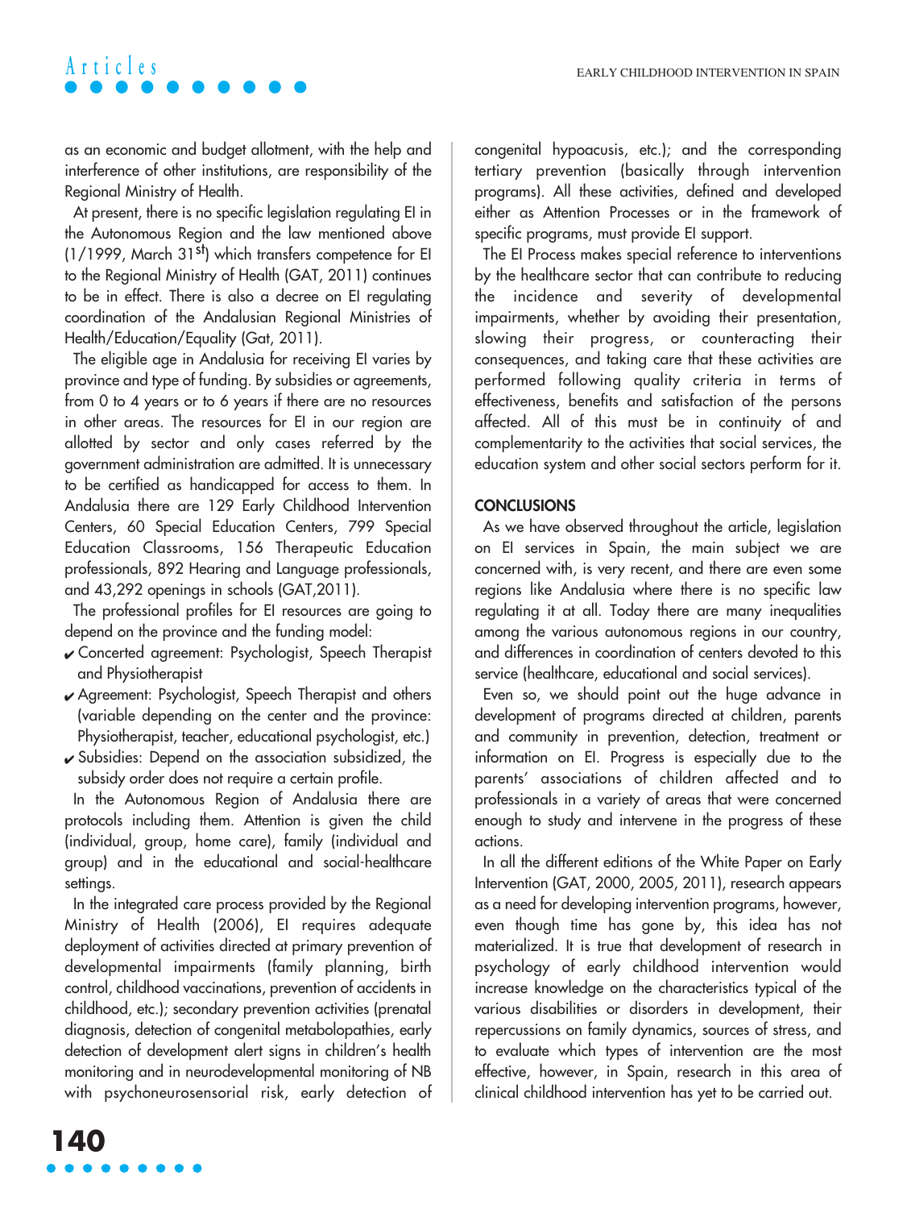as an economic and budget allotment, with the help and interference of other institutions, are responsibility of the Regional Ministry of Health.

At present, there is no specific legislation regulating EI in the Autonomous Region and the law mentioned above (1/1999, March 31st) which transfers competence for EI to the Regional Ministry of Health (GAT, 2011) continues to be in effect. There is also a decree on EI regulating coordination of the Andalusian Regional Ministries of Health/Education/Equality (Gat, 2011).

The eligible age in Andalusia for receiving EI varies by province and type of funding. By subsidies or agreements, from 0 to 4 years or to 6 years if there are no resources in other areas. The resources for EI in our region are allotted by sector and only cases referred by the government administration are admitted. It is unnecessary to be certified as handicapped for access to them. In Andalusia there are 129 Early Childhood Intervention Centers, 60 Special Education Centers, 799 Special Education Classrooms, 156 Therapeutic Education professionals, 892 Hearing and Language professionals, and 43,292 openings in schools (GAT,2011).

The professional profiles for EI resources are going to depend on the province and the funding model:

- ✔ Concerted agreement: Psychologist, Speech Therapist and Physiotherapist
- ✔ Agreement: Psychologist, Speech Therapist and others (variable depending on the center and the province: Physiotherapist, teacher, educational psychologist, etc.)
- ✔ Subsidies: Depend on the association subsidized, the subsidy order does not require a certain profile.

In the Autonomous Region of Andalusia there are protocols including them. Attention is given the child (individual, group, home care), family (individual and group) and in the educational and social-healthcare settings.

In the integrated care process provided by the Regional Ministry of Health (2006), EI requires adequate deployment of activities directed at primary prevention of developmental impairments (family planning, birth control, childhood vaccinations, prevention of accidents in childhood, etc.); secondary prevention activities (prenatal diagnosis, detection of congenital metabolopathies, early detection of development alert signs in children's health monitoring and in neurodevelopmental monitoring of NB with psychoneurosensorial risk, early detection of congenital hypoacusis, etc.); and the corresponding tertiary prevention (basically through intervention programs). All these activities, defined and developed either as Attention Processes or in the framework of specific programs, must provide EI support.

The EI Process makes special reference to interventions by the healthcare sector that can contribute to reducing the incidence and severity of developmental impairments, whether by avoiding their presentation, slowing their progress, or counteracting their consequences, and taking care that these activities are performed following quality criteria in terms of effectiveness, benefits and satisfaction of the persons affected. All of this must be in continuity of and complementarity to the activities that social services, the education system and other social sectors perform for it.

## CONCLUSIONS

As we have observed throughout the article, legislation on EI services in Spain, the main subject we are concerned with, is very recent, and there are even some regions like Andalusia where there is no specific law regulating it at all. Today there are many inequalities among the various autonomous regions in our country, and differences in coordination of centers devoted to this service (healthcare, educational and social services).

Even so, we should point out the huge advance in development of programs directed at children, parents and community in prevention, detection, treatment or information on EI. Progress is especially due to the parents' associations of children affected and to professionals in a variety of areas that were concerned enough to study and intervene in the progress of these actions.

In all the different editions of the White Paper on Early Intervention (GAT, 2000, 2005, 2011), research appears as a need for developing intervention programs, however, even though time has gone by, this idea has not materialized. It is true that development of research in psychology of early childhood intervention would increase knowledge on the characteristics typical of the various disabilities or disorders in development, their repercussions on family dynamics, sources of stress, and to evaluate which types of intervention are the most effective, however, in Spain, research in this area of clinical childhood intervention has yet to be carried out.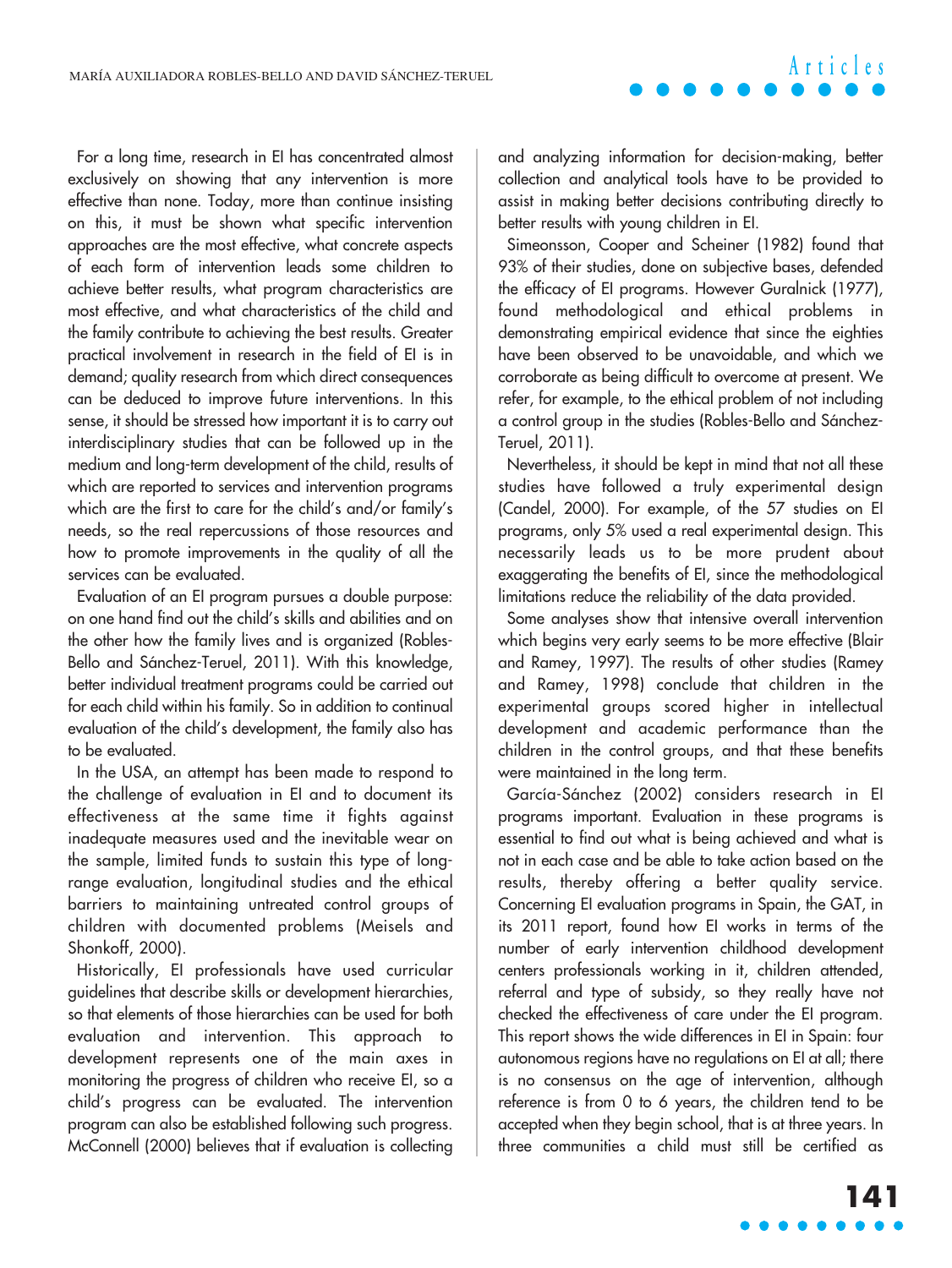For a long time, research in EI has concentrated almost exclusively on showing that any intervention is more effective than none. Today, more than continue insisting on this, it must be shown what specific intervention approaches are the most effective, what concrete aspects of each form of intervention leads some children to achieve better results, what program characteristics are most effective, and what characteristics of the child and the family contribute to achieving the best results. Greater practical involvement in research in the field of EI is in demand; quality research from which direct consequences can be deduced to improve future interventions. In this sense, it should be stressed how important it is to carry out interdisciplinary studies that can be followed up in the medium and long-term development of the child, results of which are reported to services and intervention programs which are the first to care for the child's and/or family's needs, so the real repercussions of those resources and how to promote improvements in the quality of all the services can be evaluated.

Evaluation of an EI program pursues a double purpose: on one hand find out the child's skills and abilities and on the other how the family lives and is organized (Robles-Bello and Sánchez-Teruel, 2011). With this knowledge, better individual treatment programs could be carried out for each child within his family. So in addition to continual evaluation of the child's development, the family also has to be evaluated.

In the USA, an attempt has been made to respond to the challenge of evaluation in EI and to document its effectiveness at the same time it fights against inadequate measures used and the inevitable wear on the sample, limited funds to sustain this type of long-range evaluation, longitudinal studies and the ethical barriers to maintaining untreated control groups of children with documented problems (Meisels and Shonkoff, 2000).

Historically, EI professionals have used curricular guidelines that describe skills or development hierarchies, so that elements of those hierarchies can be used for both evaluation and intervention. This approach to development represents one of the main axes in monitoring the progress of children who receive EI, so a child's progress can be evaluated. The intervention program can also be established following such progress. McConnell (2000) believes that if evaluation is collecting and analyzing information for decision-making, better collection and analytical tools have to be provided to assist in making better decisions contributing directly to better results with young children in EI.

Simeonsson, Cooper and Scheiner (1982) found that 93% of their studies, done on subjective bases, defended the efficacy of EI programs. However Guralnick (1977), found methodological and ethical problems in demonstrating empirical evidence that since the eighties have been observed to be unavoidable, and which we corroborate as being difficult to overcome at present. We refer, for example, to the ethical problem of not including a control group in the studies (Robles-Bello and Sánchez-Teruel, 2011).

Nevertheless, it should be kept in mind that not all these studies have followed a truly experimental design (Candel, 2000). For example, of the 57 studies on EI programs, only 5% used a real experimental design. This necessarily leads us to be more prudent about exaggerating the benefits of EI, since the methodological limitations reduce the reliability of the data provided.

Some analyses show that intensive overall intervention which begins very early seems to be more effective (Blair and Ramey, 1997). The results of other studies (Ramey and Ramey, 1998) conclude that children in the experimental groups scored higher in intellectual development and academic performance than the children in the control groups, and that these benefits were maintained in the long term.

García-Sánchez (2002) considers research in EI programs important. Evaluation in these programs is essential to find out what is being achieved and what is not in each case and be able to take action based on the results, thereby offering a better quality service. Concerning EI evaluation programs in Spain, the GAT, in its 2011 report, found how EI works in terms of the number of early intervention childhood development centers professionals working in it, children attended, referral and type of subsidy, so they really have not checked the effectiveness of care under the EI program. This report shows the wide differences in EI in Spain: four autonomous regions have no regulations on EI at all; there is no consensus on the age of intervention, although reference is from 0 to 6 years, the children tend to be accepted when they begin school, that is at three years. In three communities a child must still be certified as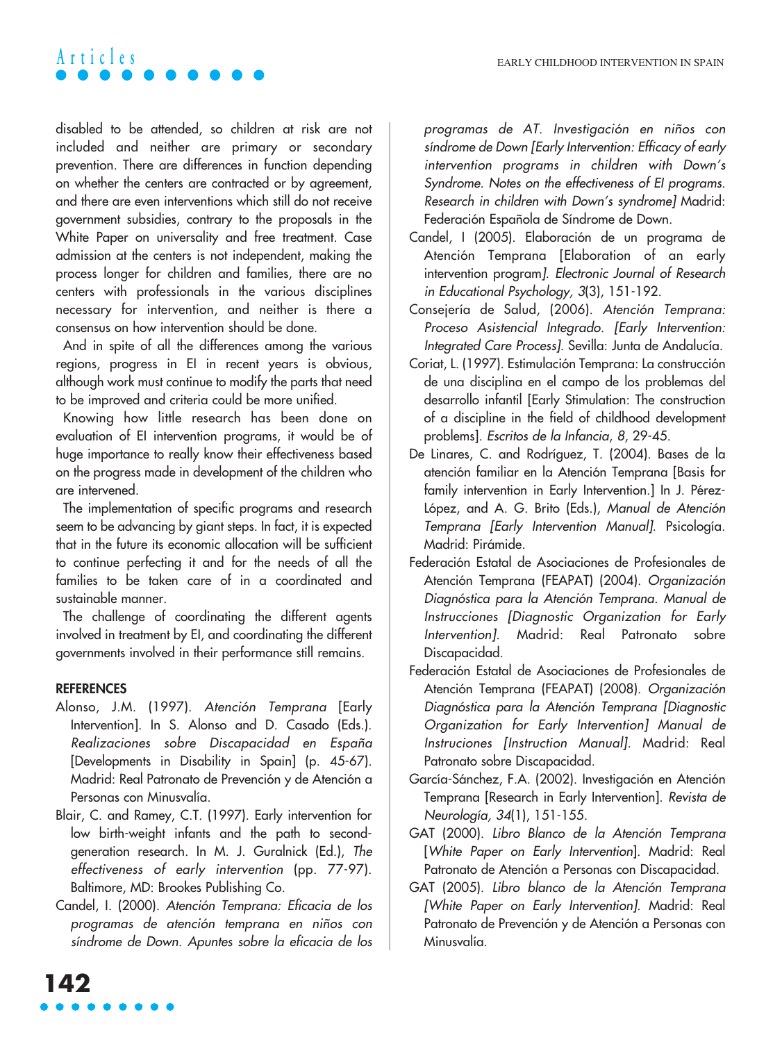disabled to be attended, so children at risk are not included and neither are primary or secondary prevention. There are differences in function depending on whether the centers are contracted or by agreement, and there are even interventions which still do not receive government subsidies, contrary to the proposals in the White Paper on universality and free treatment. Case admission at the centers is not independent, making the process longer for children and families, there are no centers with professionals in the various disciplines necessary for intervention, and neither is there a consensus on how intervention should be done.

And in spite of all the differences among the various regions, progress in EI in recent years is obvious, although work must continue to modify the parts that need to be improved and criteria could be more unified.

Knowing how little research has been done on evaluation of EI intervention programs, it would be of huge importance to really know their effectiveness based on the progress made in development of the children who are intervened.

The implementation of specific programs and research seem to be advancing by giant steps. In fact, it is expected that in the future its economic allocation will be sufficient to continue perfecting it and for the needs of all the families to be taken care of in a coordinated and sustainable manner.

The challenge of coordinating the different agents involved in treatment by EI, and coordinating the different governments involved in their performance still remains.

## REFERENCES

Alonso, J.M. (1997). *Atención Temprana* [Early Intervention]. In S. Alonso and D. Casado (Eds.). *Realizaciones sobre Discapacidad en España* [Developments in Disability in Spain] (p. 45-67). Madrid: Real Patronato de Prevención y de Atención a Personas con Minusvalía.

Blair, C. and Ramey, C.T. (1997). Early intervention for low birth-weight infants and the path to second-generation research. In M. J. Guralnick (Ed.), *The effectiveness of early intervention* (pp. 77-97). Baltimore, MD: Brookes Publishing Co.

Candel, I. (2000). *Atención Temprana: Eficacia de los programas de atención temprana en niños con síndrome de Down. Apuntes sobre la eficacia de los programas de AT. Investigación en niños con síndrome de Down [Early Intervention: Efficacy of early intervention programs in children with Down's Syndrome. Notes on the effectiveness of EI programs. Research in children with Down's syndrome]* Madrid: Federación Española de Síndrome de Down.

Candel, I (2005). Elaboración de un programa de Atención Temprana [Elaboration of an early intervention program*]. Electronic Journal of Research in Educational Psychology, 3*(3), 151-192.

Consejería de Salud, (2006). *Atención Temprana: Proceso Asistencial Integrado. [Early Intervention: Integrated Care Process]*. Sevilla: Junta de Andalucía.

Coriat, L. (1997). Estimulación Temprana: La construcción de una disciplina en el campo de los problemas del desarrollo infantil [Early Stimulation: The construction of a discipline in the field of childhood development problems]. *Escritos de la Infancia, 8*, 29-45.

De Linares, C. and Rodríguez, T. (2004). Bases de la atención familiar en la Atención Temprana [Basis for family intervention in Early Intervention.] In J. Pérez-López, and A. G. Brito (Eds.), *Manual de Atención Temprana [Early Intervention Manual]*. Psicología. Madrid: Pirámide.

Federación Estatal de Asociaciones de Profesionales de Atención Temprana (FEAPAT) (2004). *Organización Diagnóstica para la Atención Temprana. Manual de Instrucciones [Diagnostic Organization for Early Intervention]*. Madrid: Real Patronato sobre Discapacidad.

Federación Estatal de Asociaciones de Profesionales de Atención Temprana (FEAPAT) (2008). *Organización Diagnóstica para la Atención Temprana [Diagnostic Organization for Early Intervention] Manual de Instruciones [Instruction Manual]*. Madrid: Real Patronato sobre Discapacidad.

García-Sánchez, F.A. (2002). Investigación en Atención Temprana [Research in Early Intervention]. *Revista de Neurología, 34*(1), 151-155.

GAT (2000). *Libro Blanco de la Atención Temprana* [*White Paper on Early Intervention*]. Madrid: Real Patronato de Atención a Personas con Discapacidad.

GAT (2005). *Libro blanco de la Atención Temprana [White Paper on Early Intervention].* Madrid: Real Patronato de Prevención y de Atención a Personas con Minusvalía.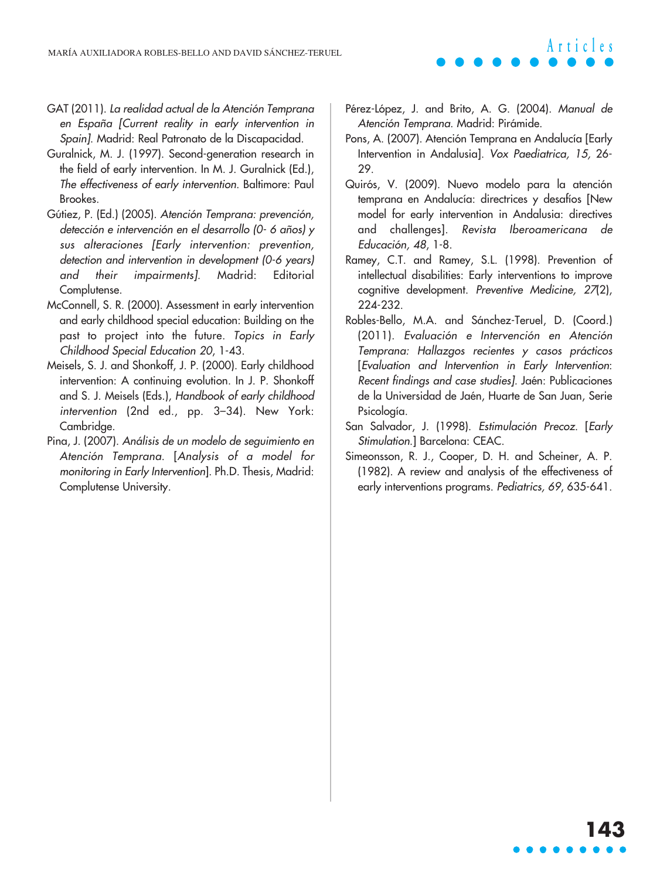GAT (2011). *La realidad actual de la Atención Temprana en España [Current reality in early intervention in Spain].* Madrid: Real Patronato de la Discapacidad.

Guralnick, M. J. (1997). Second-generation research in the field of early intervention. In M. J. Guralnick (Ed.), *The effectiveness of early intervention*. Baltimore: Paul Brookes.

Gútiez, P. (Ed.) (2005). *Atención Temprana: prevención, detección e intervención en el desarrollo (0- 6 años) y sus alteraciones [Early intervention: prevention, detection and intervention in development (0-6 years) and their impairments].* Madrid: Editorial Complutense.

McConnell, S. R. (2000). Assessment in early intervention and early childhood special education: Building on the past to project into the future. *Topics in Early Childhood Special Education 20*, 1-43.

Meisels, S. J. and Shonkoff, J. P. (2000). Early childhood intervention: A continuing evolution. In J. P. Shonkoff and S. J. Meisels (Eds.), *Handbook of early childhood intervention* (2nd ed., pp. 3–34). New York: Cambridge.

Pina, J. (2007). *Análisis de un modelo de seguimiento en Atención Temprana*. [*Analysis of a model for monitoring in Early Intervention*]. Ph.D. Thesis, Madrid: Complutense University.

Pérez-López, J. and Brito, A. G. (2004). *Manual de Atención Temprana*. Madrid: Pirámide.

Pons, A. (2007). Atención Temprana en Andalucía [Early Intervention in Andalusia]. *Vox Paediatrica, 15,* 26-29.

Quirós, V. (2009). Nuevo modelo para la atención temprana en Andalucía: directrices y desafíos [New model for early intervention in Andalusia: directives and challenges]. *Revista Iberoamericana de Educación, 48*, 1-8.

Ramey, C.T. and Ramey, S.L. (1998). Prevention of intellectual disabilities: Early interventions to improve cognitive development. *Preventive Medicine, 27*(2), 224-232.

Robles-Bello, M.A. and Sánchez-Teruel, D. (Coord.) (2011). *Evaluación e Intervención en Atención Temprana: Hallazgos recientes y casos prácticos* [*Evaluation and Intervention in Early Intervention*: *Recent findings and case studies]*. Jaén: Publicaciones de la Universidad de Jaén, Huarte de San Juan, Serie Psicología.

San Salvador, J. (1998). *Estimulación Precoz*. [*Early Stimulation*.] Barcelona: CEAC.

Simeonsson, R. J., Cooper, D. H. and Scheiner, A. P. (1982). A review and analysis of the effectiveness of early interventions programs. *Pediatrics, 69*, 635-641.